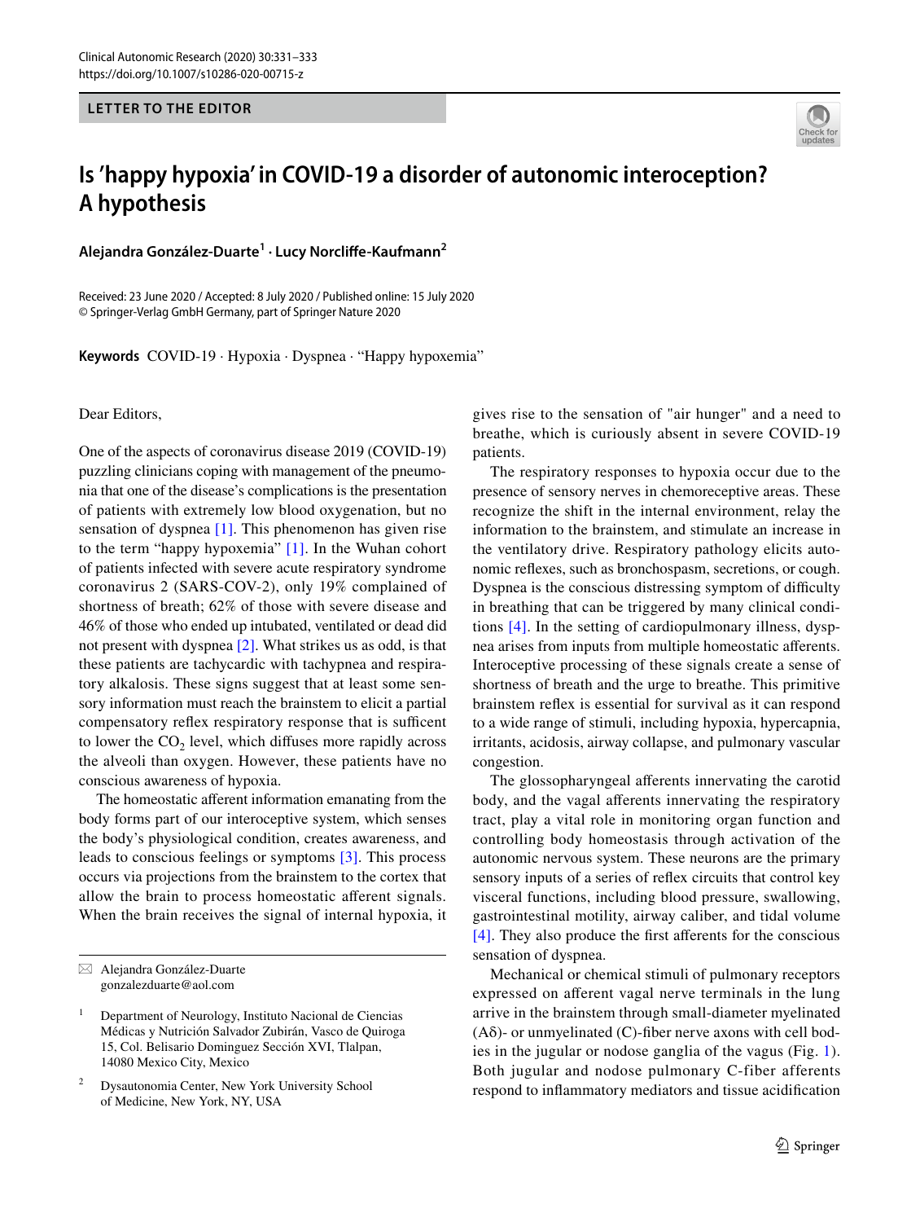LETTER TO THE EDITOR

# Is 'happy hypoxia' in COVID-19 a disorder of autonomic interoception? A hypothesis

**Alejandra González-Duarte**[1] · **Lucy Norcliffe-Kaufmann**[2]

Received: 23 June 2020 / Accepted: 8 July 2020 / Published online: 15 July 2020
© Springer-Verlag GmbH Germany, part of Springer Nature 2020

**Keywords** COVID-19 · Hypoxia · Dyspnea · "Happy hypoxemia"

Dear Editors,

One of the aspects of coronavirus disease 2019 (COVID-19) puzzling clinicians coping with management of the pneumonia that one of the disease's complications is the presentation of patients with extremely low blood oxygenation, but no sensation of dyspnea [1]. This phenomenon has given rise to the term "happy hypoxemia" [1]. In the Wuhan cohort of patients infected with severe acute respiratory syndrome coronavirus 2 (SARS-COV-2), only 19% complained of shortness of breath; 62% of those with severe disease and 46% of those who ended up intubated, ventilated or dead did not present with dyspnea [2]. What strikes us as odd, is that these patients are tachycardic with tachypnea and respiratory alkalosis. These signs suggest that at least some sensory information must reach the brainstem to elicit a partial compensatory reflex respiratory response that is sufficent to lower the $CO_2$ level, which diffuses more rapidly across the alveoli than oxygen. However, these patients have no conscious awareness of hypoxia.

The homeostatic afferent information emanating from the body forms part of our interoceptive system, which senses the body's physiological condition, creates awareness, and leads to conscious feelings or symptoms [3]. This process occurs via projections from the brainstem to the cortex that allow the brain to process homeostatic afferent signals. When the brain receives the signal of internal hypoxia, it gives rise to the sensation of "air hunger" and a need to breathe, which is curiously absent in severe COVID-19 patients.

The respiratory responses to hypoxia occur due to the presence of sensory nerves in chemoreceptive areas. These recognize the shift in the internal environment, relay the information to the brainstem, and stimulate an increase in the ventilatory drive. Respiratory pathology elicits autonomic reflexes, such as bronchospasm, secretions, or cough. Dyspnea is the conscious distressing symptom of difficulty in breathing that can be triggered by many clinical conditions [4]. In the setting of cardiopulmonary illness, dyspnea arises from inputs from multiple homeostatic afferents. Interoceptive processing of these signals create a sense of shortness of breath and the urge to breathe. This primitive brainstem reflex is essential for survival as it can respond to a wide range of stimuli, including hypoxia, hypercapnia, irritants, acidosis, airway collapse, and pulmonary vascular congestion.

The glossopharyngeal afferents innervating the carotid body, and the vagal afferents innervating the respiratory tract, play a vital role in monitoring organ function and controlling body homeostasis through activation of the autonomic nervous system. These neurons are the primary sensory inputs of a series of reflex circuits that control key visceral functions, including blood pressure, swallowing, gastrointestinal motility, airway caliber, and tidal volume [4]. They also produce the first afferents for the conscious sensation of dyspnea.

Mechanical or chemical stimuli of pulmonary receptors expressed on afferent vagal nerve terminals in the lung arrive in the brainstem through small-diameter myelinated (Aδ)- or unmyelinated (C)-fiber nerve axons with cell bodies in the jugular or nodose ganglia of the vagus (Fig. 1). Both jugular and nodose pulmonary C-fiber afferents respond to inflammatory mediators and tissue acidification

---

✉ Alejandra González-Duarte
gonzalezduarte@aol.com

[1] Department of Neurology, Instituto Nacional de Ciencias Médicas y Nutrición Salvador Zubirán, Vasco de Quiroga 15, Col. Belisario Dominguez Sección XVI, Tlalpan, 14080 Mexico City, Mexico

[2] Dysautonomia Center, New York University School of Medicine, New York, NY, USA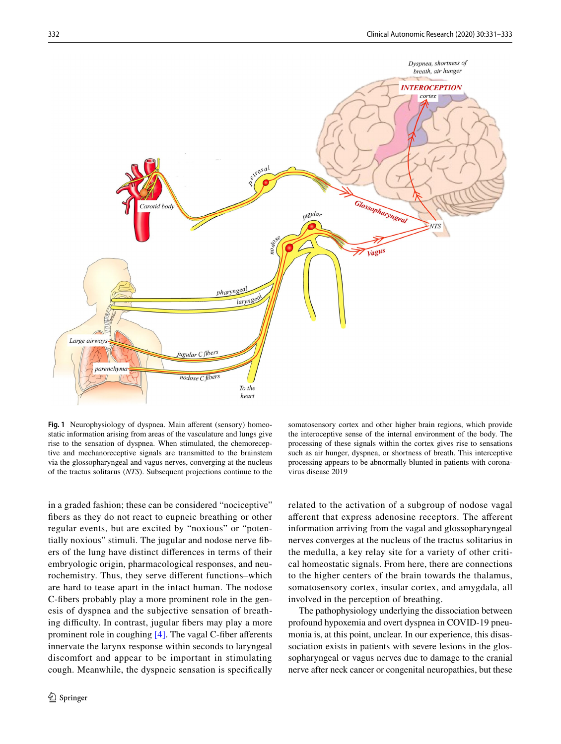**Fig. 1** Neurophysiology of dyspnea. Main afferent (sensory) homeostatic information arising from areas of the vasculature and lungs give rise to the sensation of dyspnea. When stimulated, the chemoreceptive and mechanoreceptive signals are transmitted to the brainstem via the glossopharyngeal and vagus nerves, converging at the nucleus of the tractus solitarus (*NTS*). Subsequent projections continue to the somatosensory cortex and other higher brain regions, which provide the interoceptive sense of the internal environment of the body. The processing of these signals within the cortex gives rise to sensations such as air hunger, dyspnea, or shortness of breath. This interceptive processing appears to be abnormally blunted in patients with coronavirus disease 2019

in a graded fashion; these can be considered "nociceptive" fibers as they do not react to eupneic breathing or other regular events, but are excited by "noxious" or "potentially noxious" stimuli. The jugular and nodose nerve fibers of the lung have distinct differences in terms of their embryologic origin, pharmacological responses, and neurochemistry. Thus, they serve different functions–which are hard to tease apart in the intact human. The nodose C-fibers probably play a more prominent role in the genesis of dyspnea and the subjective sensation of breathing difficulty. In contrast, jugular fibers may play a more prominent role in coughing [4]. The vagal C-fiber afferents innervate the larynx response within seconds to laryngeal discomfort and appear to be important in stimulating cough. Meanwhile, the dyspneic sensation is specifically related to the activation of a subgroup of nodose vagal afferent that express adenosine receptors. The afferent information arriving from the vagal and glossopharyngeal nerves converges at the nucleus of the tractus solitarius in the medulla, a key relay site for a variety of other critical homeostatic signals. From here, there are connections to the higher centers of the brain towards the thalamus, somatosensory cortex, insular cortex, and amygdala, all involved in the perception of breathing.

The pathophysiology underlying the dissociation between profound hypoxemia and overt dyspnea in COVID-19 pneumonia is, at this point, unclear. In our experience, this dissassociation exists in patients with severe lesions in the glossopharyngeal or vagus nerves due to damage to the cranial nerve after neck cancer or congenital neuropathies, but these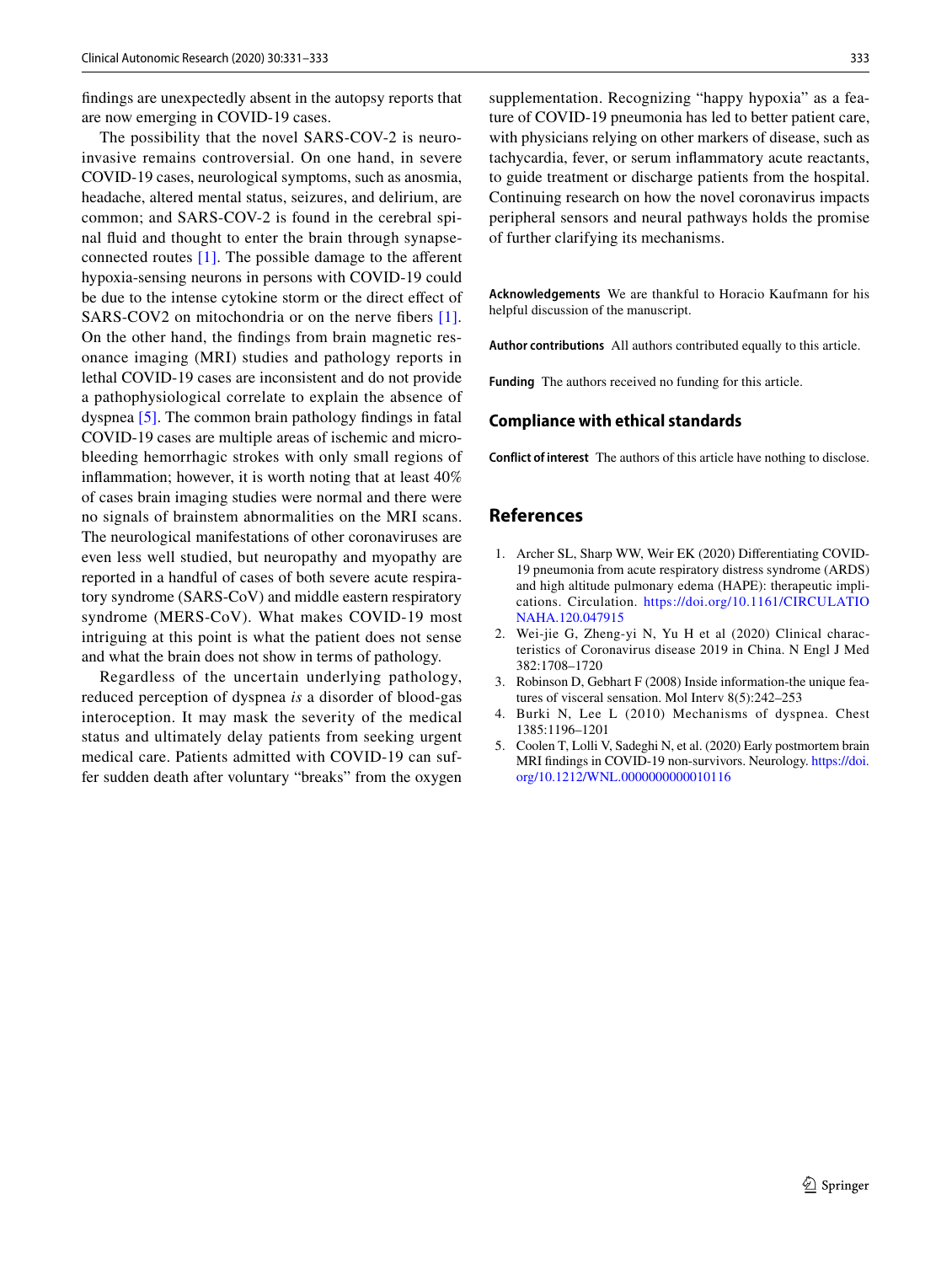findings are unexpectedly absent in the autopsy reports that are now emerging in COVID-19 cases.

The possibility that the novel SARS-COV-2 is neuro-invasive remains controversial. On one hand, in severe COVID-19 cases, neurological symptoms, such as anosmia, headache, altered mental status, seizures, and delirium, are common; and SARS-COV-2 is found in the cerebral spinal fluid and thought to enter the brain through synapse-connected routes [1]. The possible damage to the afferent hypoxia-sensing neurons in persons with COVID-19 could be due to the intense cytokine storm or the direct effect of SARS-COV2 on mitochondria or on the nerve fibers [1]. On the other hand, the findings from brain magnetic resonance imaging (MRI) studies and pathology reports in lethal COVID-19 cases are inconsistent and do not provide a pathophysiological correlate to explain the absence of dyspnea [5]. The common brain pathology findings in fatal COVID-19 cases are multiple areas of ischemic and micro-bleeding hemorrhagic strokes with only small regions of inflammation; however, it is worth noting that at least 40% of cases brain imaging studies were normal and there were no signals of brainstem abnormalities on the MRI scans. The neurological manifestations of other coronaviruses are even less well studied, but neuropathy and myopathy are reported in a handful of cases of both severe acute respiratory syndrome (SARS-CoV) and middle eastern respiratory syndrome (MERS-CoV). What makes COVID-19 most intriguing at this point is what the patient does not sense and what the brain does not show in terms of pathology.

Regardless of the uncertain underlying pathology, reduced perception of dyspnea *is* a disorder of blood-gas interoception. It may mask the severity of the medical status and ultimately delay patients from seeking urgent medical care. Patients admitted with COVID-19 can suffer sudden death after voluntary "breaks" from the oxygen supplementation. Recognizing "happy hypoxia" as a feature of COVID-19 pneumonia has led to better patient care, with physicians relying on other markers of disease, such as tachycardia, fever, or serum inflammatory acute reactants, to guide treatment or discharge patients from the hospital. Continuing research on how the novel coronavirus impacts peripheral sensors and neural pathways holds the promise of further clarifying its mechanisms.

**Acknowledgements** We are thankful to Horacio Kaufmann for his helpful discussion of the manuscript.

**Author contributions** All authors contributed equally to this article.

**Funding** The authors received no funding for this article.

## Compliance with ethical standards

**Conflict of interest** The authors of this article have nothing to disclose.

## References

1. Archer SL, Sharp WW, Weir EK (2020) Differentiating COVID-19 pneumonia from acute respiratory distress syndrome (ARDS) and high altitude pulmonary edema (HAPE): therapeutic implications. Circulation. https://doi.org/10.1161/CIRCULATIONAHA.120.047915
2. Wei-jie G, Zheng-yi N, Yu H et al (2020) Clinical characteristics of Coronavirus disease 2019 in China. N Engl J Med 382:1708–1720
3. Robinson D, Gebhart F (2008) Inside information-the unique features of visceral sensation. Mol Interv 8(5):242–253
4. Burki N, Lee L (2010) Mechanisms of dyspnea. Chest 1385:1196–1201
5. Coolen T, Lolli V, Sadeghi N, et al. (2020) Early postmortem brain MRI findings in COVID-19 non-survivors. Neurology. https://doi.org/10.1212/WNL.0000000000010116